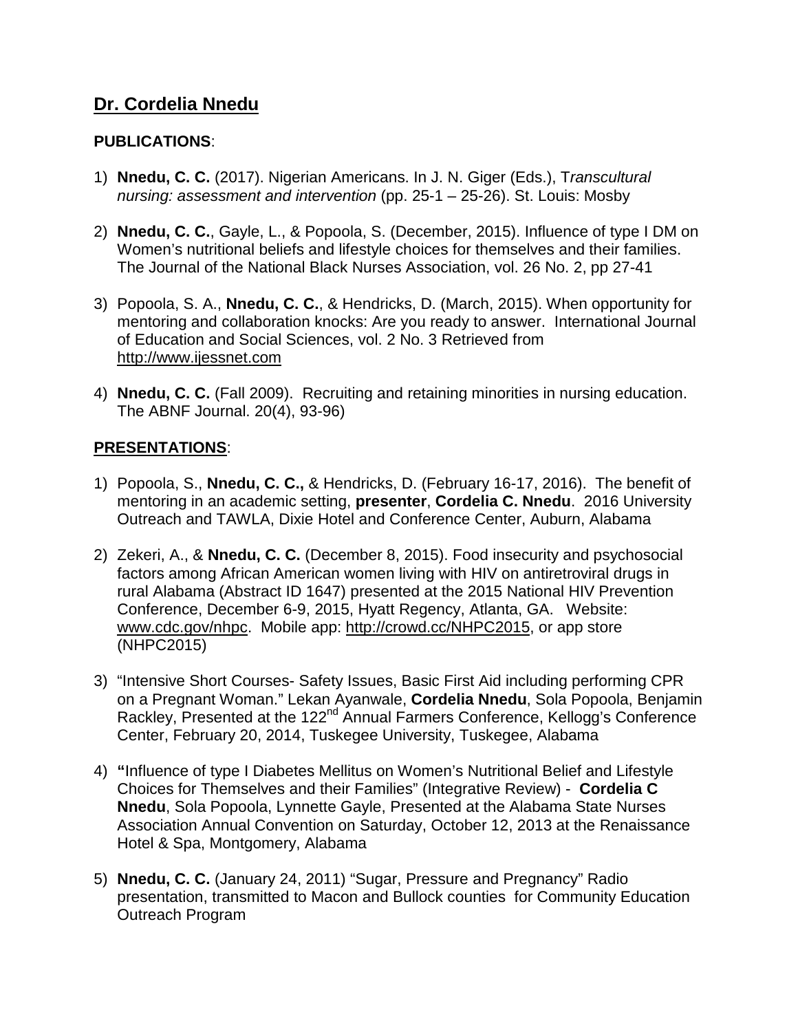## Dr. Cordelia Nnedu

**PUBLICATIONS**:

1) **Nnedu, C. C.** (2017). Nigerian Americans. In J. N. Giger (Eds.), T*ranscultural nursing: assessment and intervention* (pp. 25-1 – 25-26). St. Louis: Mosby

2) **Nnedu, C. C.**, Gayle, L., & Popoola, S. (December, 2015). Influence of type I DM on Women's nutritional beliefs and lifestyle choices for themselves and their families. The Journal of the National Black Nurses Association, vol. 26 No. 2, pp 27-41

3) Popoola, S. A., **Nnedu, C. C.**, & Hendricks, D. (March, 2015). When opportunity for mentoring and collaboration knocks: Are you ready to answer. International Journal of Education and Social Sciences, vol. 2 No. 3 Retrieved from http://www.ijessnet.com

4) **Nnedu, C. C.** (Fall 2009). Recruiting and retaining minorities in nursing education. The ABNF Journal. 20(4), 93-96)

**PRESENTATIONS**:

1) Popoola, S., **Nnedu, C. C.,** & Hendricks, D. (February 16-17, 2016). The benefit of mentoring in an academic setting, **presenter**, **Cordelia C. Nnedu**. 2016 University Outreach and TAWLA, Dixie Hotel and Conference Center, Auburn, Alabama

2) Zekeri, A., & **Nnedu, C. C.** (December 8, 2015). Food insecurity and psychosocial factors among African American women living with HIV on antiretroviral drugs in rural Alabama (Abstract ID 1647) presented at the 2015 National HIV Prevention Conference, December 6-9, 2015, Hyatt Regency, Atlanta, GA. Website: www.cdc.gov/nhpc. Mobile app: http://crowd.cc/NHPC2015, or app store (NHPC2015)

3) "Intensive Short Courses- Safety Issues, Basic First Aid including performing CPR on a Pregnant Woman." Lekan Ayanwale, **Cordelia Nnedu**, Sola Popoola, Benjamin Rackley, Presented at the 122nd Annual Farmers Conference, Kellogg's Conference Center, February 20, 2014, Tuskegee University, Tuskegee, Alabama

4) **"**Influence of type I Diabetes Mellitus on Women's Nutritional Belief and Lifestyle Choices for Themselves and their Families" (Integrative Review) - **Cordelia C Nnedu**, Sola Popoola, Lynnette Gayle, Presented at the Alabama State Nurses Association Annual Convention on Saturday, October 12, 2013 at the Renaissance Hotel & Spa, Montgomery, Alabama

5) **Nnedu, C. C.** (January 24, 2011) "Sugar, Pressure and Pregnancy" Radio presentation, transmitted to Macon and Bullock counties for Community Education Outreach Program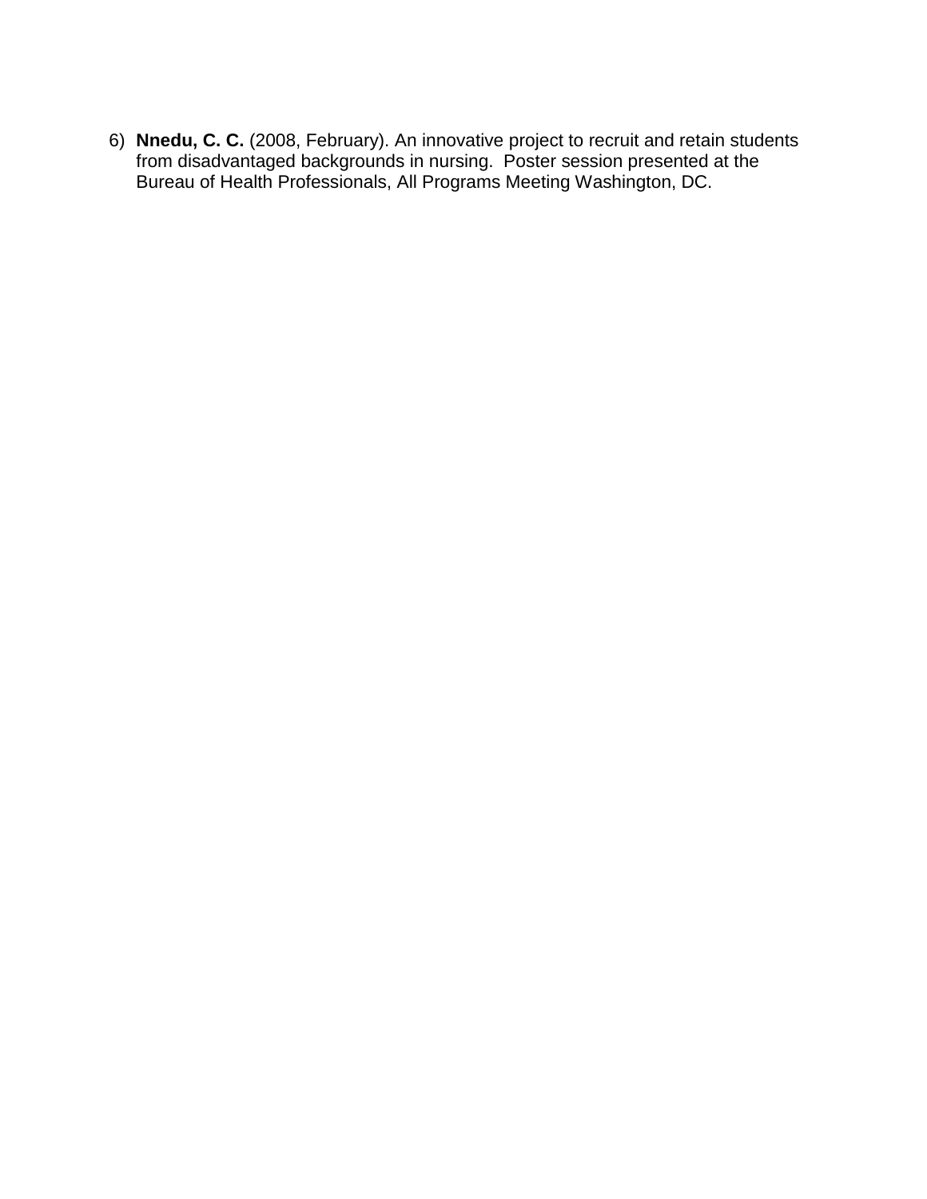6) **Nnedu, C. C.** (2008, February). An innovative project to recruit and retain students from disadvantaged backgrounds in nursing. Poster session presented at the Bureau of Health Professionals, All Programs Meeting Washington, DC.